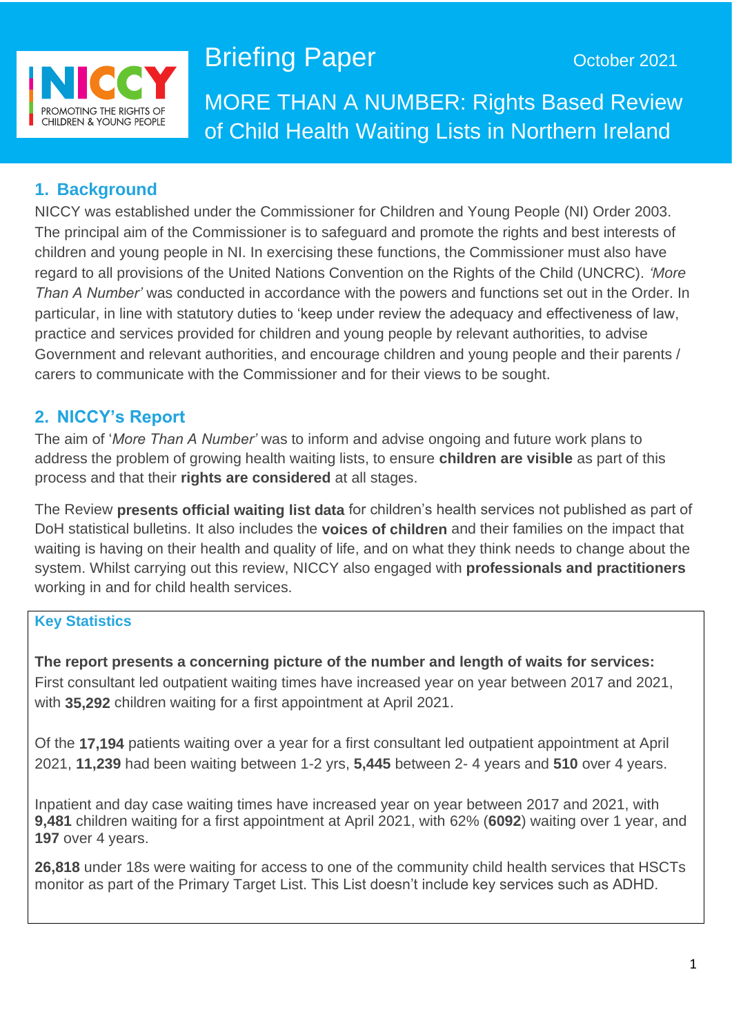NICCY
PROMOTING THE RIGHTS OF CHILDREN & YOUNG PEOPLE

# Briefing Paper

October 2021

## MORE THAN A NUMBER: Rights Based Review of Child Health Waiting Lists in Northern Ireland

## 1. Background

NICCY was established under the Commissioner for Children and Young People (NI) Order 2003. The principal aim of the Commissioner is to safeguard and promote the rights and best interests of children and young people in NI. In exercising these functions, the Commissioner must also have regard to all provisions of the United Nations Convention on the Rights of the Child (UNCRC). *'More Than A Number'* was conducted in accordance with the powers and functions set out in the Order. In particular, in line with statutory duties to 'keep under review the adequacy and effectiveness of law, practice and services provided for children and young people by relevant authorities, to advise Government and relevant authorities, and encourage children and young people and their parents / carers to communicate with the Commissioner and for their views to be sought.

## 2. NICCY's Report

The aim of '*More Than A Number*' was to inform and advise ongoing and future work plans to address the problem of growing health waiting lists, to ensure **children are visible** as part of this process and that their **rights are considered** at all stages.

The Review **presents official waiting list data** for children's health services not published as part of DoH statistical bulletins. It also includes the **voices of children** and their families on the impact that waiting is having on their health and quality of life, and on what they think needs to change about the system. Whilst carrying out this review, NICCY also engaged with **professionals and practitioners** working in and for child health services.

### Key Statistics

**The report presents a concerning picture of the number and length of waits for services:** First consultant led outpatient waiting times have increased year on year between 2017 and 2021, with **35,292** children waiting for a first appointment at April 2021.

Of the **17,194** patients waiting over a year for a first consultant led outpatient appointment at April 2021, **11,239** had been waiting between 1-2 yrs, **5,445** between 2- 4 years and **510** over 4 years.

Inpatient and day case waiting times have increased year on year between 2017 and 2021, with **9,481** children waiting for a first appointment at April 2021, with 62% (**6092**) waiting over 1 year, and **197** over 4 years.

**26,818** under 18s were waiting for access to one of the community child health services that HSCTs monitor as part of the Primary Target List. This List doesn't include key services such as ADHD.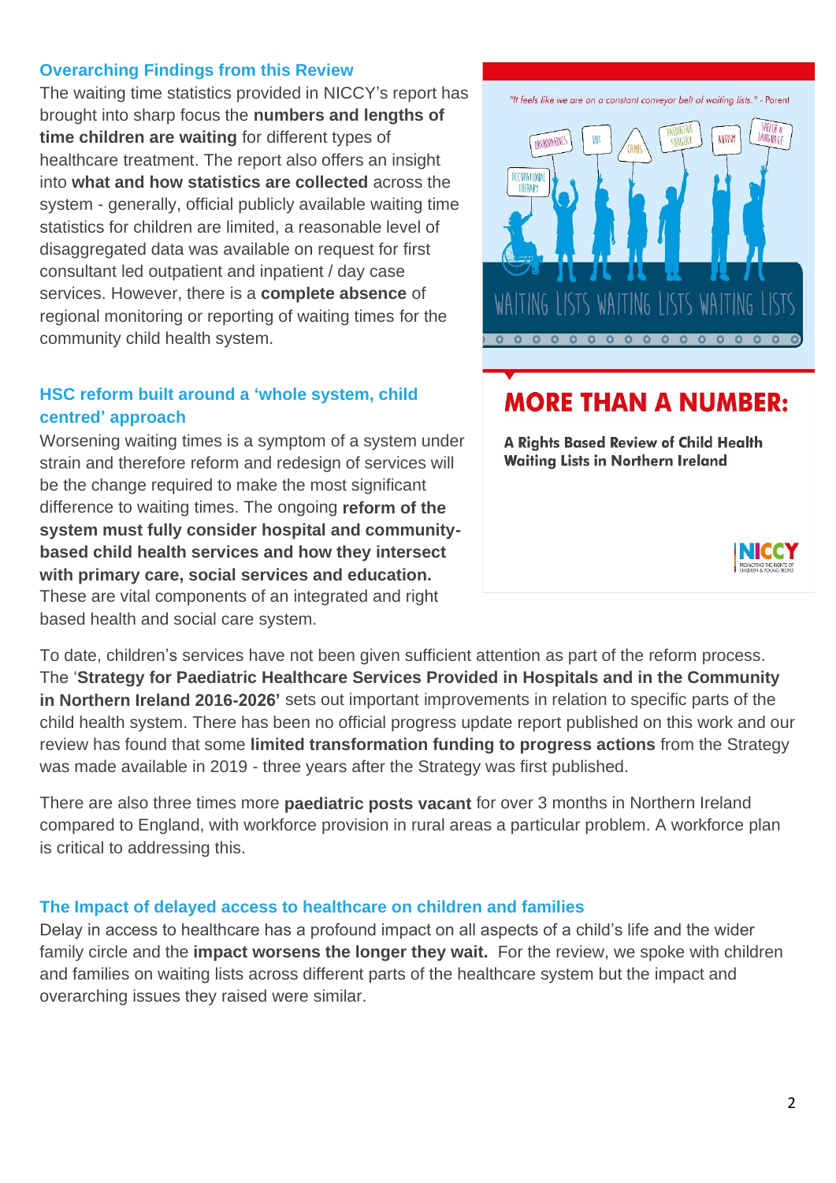### Overarching Findings from this Review

The waiting time statistics provided in NICCY's report has brought into sharp focus the **numbers and lengths of time children are waiting** for different types of healthcare treatment. The report also offers an insight into **what and how statistics are collected** across the system - generally, official publicly available waiting time statistics for children are limited, a reasonable level of disaggregated data was available on request for first consultant led outpatient and inpatient / day case services. However, there is a **complete absence** of regional monitoring or reporting of waiting times for the community child health system.

### HSC reform built around a 'whole system, child centred' approach

Worsening waiting times is a symptom of a system under strain and therefore reform and redesign of services will be the change required to make the most significant difference to waiting times. The ongoing **reform of the system must fully consider hospital and community-based child health services and how they intersect with primary care, social services and education.** These are vital components of an integrated and right based health and social care system.

"It feels like we are on a constant conveyor belt of waiting lists." - Parent

**MORE THAN A NUMBER:**

**A Rights Based Review of Child Health Waiting Lists in Northern Ireland**

To date, children's services have not been given sufficient attention as part of the reform process. The '**Strategy for Paediatric Healthcare Services Provided in Hospitals and in the Community in Northern Ireland 2016-2026'** sets out important improvements in relation to specific parts of the child health system. There has been no official progress update report published on this work and our review has found that some **limited transformation funding to progress actions** from the Strategy was made available in 2019 - three years after the Strategy was first published.

There are also three times more **paediatric posts vacant** for over 3 months in Northern Ireland compared to England, with workforce provision in rural areas a particular problem. A workforce plan is critical to addressing this.

### The Impact of delayed access to healthcare on children and families

Delay in access to healthcare has a profound impact on all aspects of a child's life and the wider family circle and the **impact worsens the longer they wait.** For the review, we spoke with children and families on waiting lists across different parts of the healthcare system but the impact and overarching issues they raised were similar.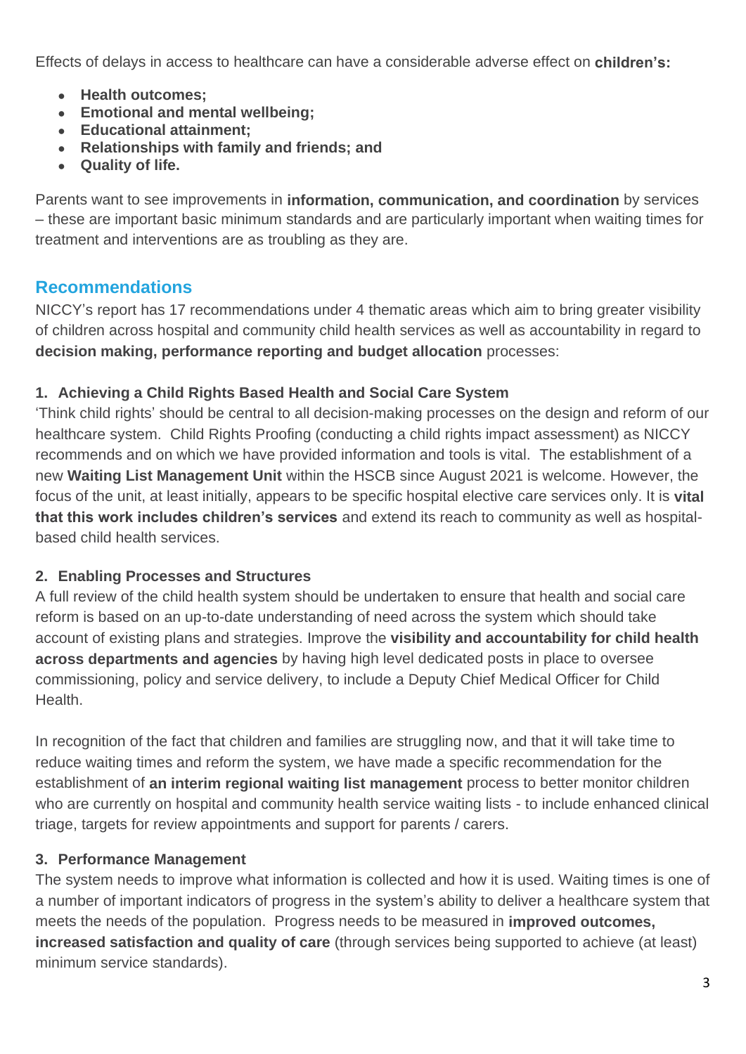Effects of delays in access to healthcare can have a considerable adverse effect on **children's:**

- **Health outcomes;**
- **Emotional and mental wellbeing;**
- **Educational attainment;**
- **Relationships with family and friends; and**
- **Quality of life.**

Parents want to see improvements in **information, communication, and coordination** by services – these are important basic minimum standards and are particularly important when waiting times for treatment and interventions are as troubling as they are.

## Recommendations

NICCY's report has 17 recommendations under 4 thematic areas which aim to bring greater visibility of children across hospital and community child health services as well as accountability in regard to **decision making, performance reporting and budget allocation** processes:

### 1. Achieving a Child Rights Based Health and Social Care System

'Think child rights' should be central to all decision-making processes on the design and reform of our healthcare system. Child Rights Proofing (conducting a child rights impact assessment) as NICCY recommends and on which we have provided information and tools is vital. The establishment of a new **Waiting List Management Unit** within the HSCB since August 2021 is welcome. However, the focus of the unit, at least initially, appears to be specific hospital elective care services only. It is **vital that this work includes children's services** and extend its reach to community as well as hospital-based child health services.

### 2. Enabling Processes and Structures

A full review of the child health system should be undertaken to ensure that health and social care reform is based on an up-to-date understanding of need across the system which should take account of existing plans and strategies. Improve the **visibility and accountability for child health across departments and agencies** by having high level dedicated posts in place to oversee commissioning, policy and service delivery, to include a Deputy Chief Medical Officer for Child Health.

In recognition of the fact that children and families are struggling now, and that it will take time to reduce waiting times and reform the system, we have made a specific recommendation for the establishment of **an interim regional waiting list management** process to better monitor children who are currently on hospital and community health service waiting lists - to include enhanced clinical triage, targets for review appointments and support for parents / carers.

### 3. Performance Management

The system needs to improve what information is collected and how it is used. Waiting times is one of a number of important indicators of progress in the system's ability to deliver a healthcare system that meets the needs of the population. Progress needs to be measured in **improved outcomes, increased satisfaction and quality of care** (through services being supported to achieve (at least) minimum service standards).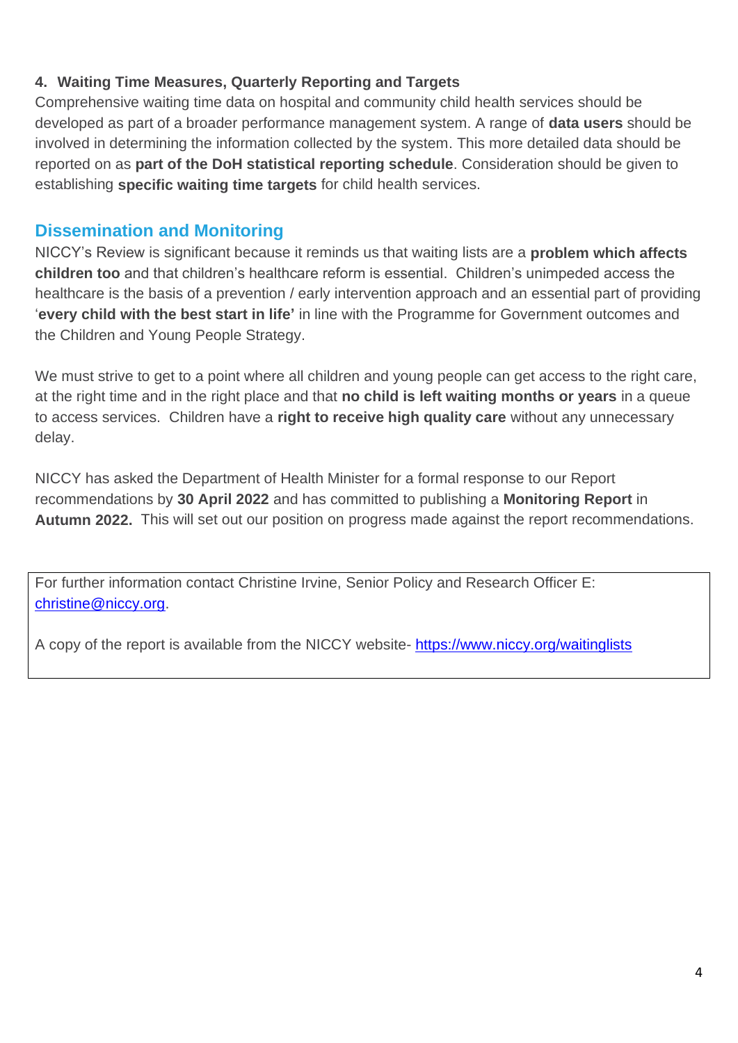**4. Waiting Time Measures, Quarterly Reporting and Targets**

Comprehensive waiting time data on hospital and community child health services should be developed as part of a broader performance management system. A range of **data users** should be involved in determining the information collected by the system. This more detailed data should be reported on as **part of the DoH statistical reporting schedule**. Consideration should be given to establishing **specific waiting time targets** for child health services.

## Dissemination and Monitoring

NICCY's Review is significant because it reminds us that waiting lists are a **problem which affects children too** and that children's healthcare reform is essential. Children's unimpeded access the healthcare is the basis of a prevention / early intervention approach and an essential part of providing '**every child with the best start in life'** in line with the Programme for Government outcomes and the Children and Young People Strategy.

We must strive to get to a point where all children and young people can get access to the right care, at the right time and in the right place and that **no child is left waiting months or years** in a queue to access services. Children have a **right to receive high quality care** without any unnecessary delay.

NICCY has asked the Department of Health Minister for a formal response to our Report recommendations by **30 April 2022** and has committed to publishing a **Monitoring Report** in **Autumn 2022.** This will set out our position on progress made against the report recommendations.

For further information contact Christine Irvine, Senior Policy and Research Officer E: christine@niccy.org.

A copy of the report is available from the NICCY website- https://www.niccy.org/waitinglists